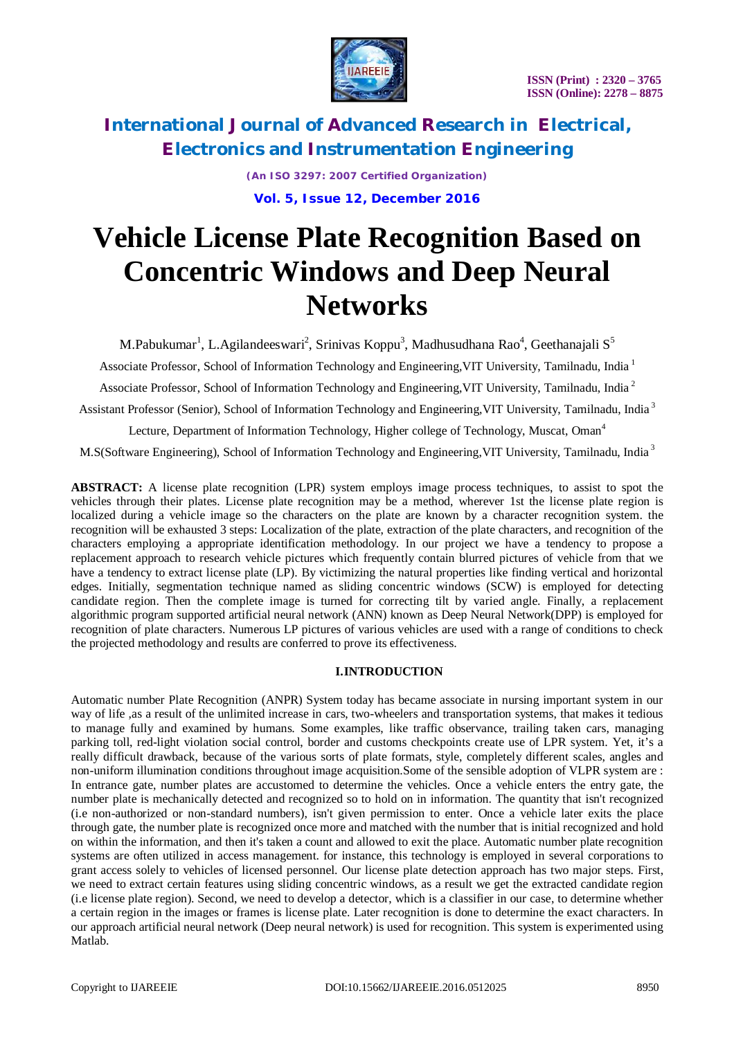# Vehicle License Plate Recognition Based on Concentric Windows and Deep Neural Networks

M.Pabukumar[1], L.Agilandeeswari[2], Srinivas Koppu[3], Madhusudhana Rao[4], Geethanajali S[5]

Associate Professor, School of Information Technology and Engineering,VIT University, Tamilnadu, India [1]

Associate Professor, School of Information Technology and Engineering,VIT University, Tamilnadu, India [2]

Assistant Professor (Senior), School of Information Technology and Engineering,VIT University, Tamilnadu, India [3]

Lecture, Department of Information Technology, Higher college of Technology, Muscat, Oman[4]

M.S(Software Engineering), School of Information Technology and Engineering,VIT University, Tamilnadu, India [3]

**ABSTRACT:** A license plate recognition (LPR) system employs image process techniques, to assist to spot the vehicles through their plates. License plate recognition may be a method, wherever 1st the license plate region is localized during a vehicle image so the characters on the plate are known by a character recognition system. the recognition will be exhausted 3 steps: Localization of the plate, extraction of the plate characters, and recognition of the characters employing a appropriate identification methodology. In our project we have a tendency to propose a replacement approach to research vehicle pictures which frequently contain blurred pictures of vehicle from that we have a tendency to extract license plate (LP). By victimizing the natural properties like finding vertical and horizontal edges. Initially, segmentation technique named as sliding concentric windows (SCW) is employed for detecting candidate region. Then the complete image is turned for correcting tilt by varied angle. Finally, a replacement algorithmic program supported artificial neural network (ANN) known as Deep Neural Network(DPP) is employed for recognition of plate characters. Numerous LP pictures of various vehicles are used with a range of conditions to check the projected methodology and results are conferred to prove its effectiveness.

## I.INTRODUCTION

Automatic number Plate Recognition (ANPR) System today has became associate in nursing important system in our way of life ,as a result of the unlimited increase in cars, two-wheelers and transportation systems, that makes it tedious to manage fully and examined by humans. Some examples, like traffic observance, trailing taken cars, managing parking toll, red-light violation social control, border and customs checkpoints create use of LPR system. Yet, it's a really difficult drawback, because of the various sorts of plate formats, style, completely different scales, angles and non-uniform illumination conditions throughout image acquisition.Some of the sensible adoption of VLPR system are : In entrance gate, number plates are accustomed to determine the vehicles. Once a vehicle enters the entry gate, the number plate is mechanically detected and recognized so to hold on in information. The quantity that isn't recognized (i.e non-authorized or non-standard numbers), isn't given permission to enter. Once a vehicle later exits the place through gate, the number plate is recognized once more and matched with the number that is initial recognized and hold on within the information, and then it's taken a count and allowed to exit the place. Automatic number plate recognition systems are often utilized in access management. for instance, this technology is employed in several corporations to grant access solely to vehicles of licensed personnel. Our license plate detection approach has two major steps. First, we need to extract certain features using sliding concentric windows, as a result we get the extracted candidate region (i.e license plate region). Second, we need to develop a detector, which is a classifier in our case, to determine whether a certain region in the images or frames is license plate. Later recognition is done to determine the exact characters. In our approach artificial neural network (Deep neural network) is used for recognition. This system is experimented using Matlab.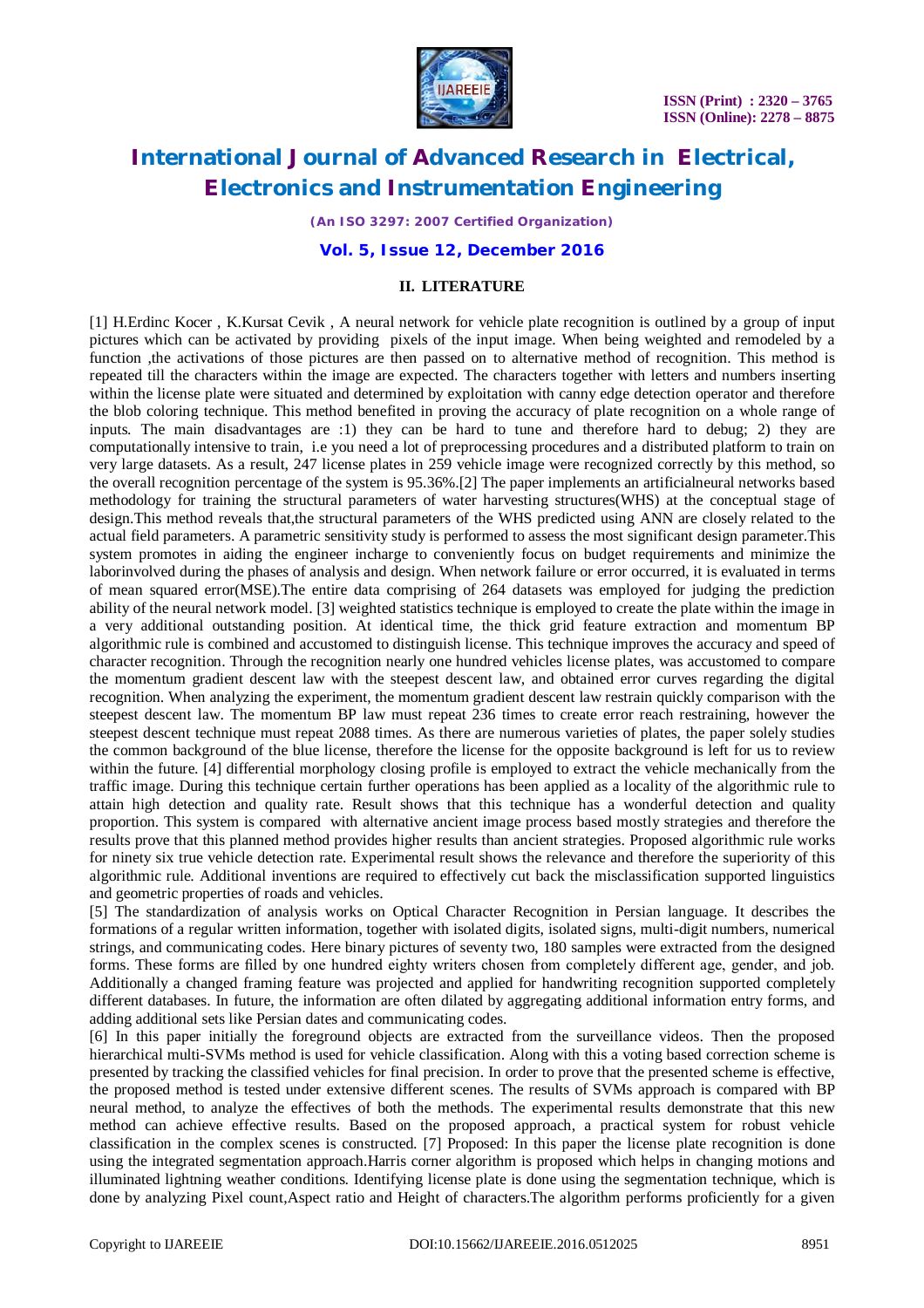## II. LITERATURE

[1] H.Erdinc Kocer , K.Kursat Cevik , A neural network for vehicle plate recognition is outlined by a group of input pictures which can be activated by providing pixels of the input image. When being weighted and remodeled by a function ,the activations of those pictures are then passed on to alternative method of recognition. This method is repeated till the characters within the image are expected. The characters together with letters and numbers inserting within the license plate were situated and determined by exploitation with canny edge detection operator and therefore the blob coloring technique. This method benefited in proving the accuracy of plate recognition on a whole range of inputs. The main disadvantages are :1) they can be hard to tune and therefore hard to debug; 2) they are computationally intensive to train, i.e you need a lot of preprocessing procedures and a distributed platform to train on very large datasets. As a result, 247 license plates in 259 vehicle image were recognized correctly by this method, so the overall recognition percentage of the system is 95.36%.[2] The paper implements an artificialneural networks based methodology for training the structural parameters of water harvesting structures(WHS) at the conceptual stage of design.This method reveals that,the structural parameters of the WHS predicted using ANN are closely related to the actual field parameters. A parametric sensitivity study is performed to assess the most significant design parameter.This system promotes in aiding the engineer incharge to conveniently focus on budget requirements and minimize the laborinvolved during the phases of analysis and design. When network failure or error occurred, it is evaluated in terms of mean squared error(MSE).The entire data comprising of 264 datasets was employed for judging the prediction ability of the neural network model. [3] weighted statistics technique is employed to create the plate within the image in a very additional outstanding position. At identical time, the thick grid feature extraction and momentum BP algorithmic rule is combined and accustomed to distinguish license. This technique improves the accuracy and speed of character recognition. Through the recognition nearly one hundred vehicles license plates, was accustomed to compare the momentum gradient descent law with the steepest descent law, and obtained error curves regarding the digital recognition. When analyzing the experiment, the momentum gradient descent law restrain quickly comparison with the steepest descent law. The momentum BP law must repeat 236 times to create error reach restraining, however the steepest descent technique must repeat 2088 times. As there are numerous varieties of plates, the paper solely studies the common background of the blue license, therefore the license for the opposite background is left for us to review within the future. [4] differential morphology closing profile is employed to extract the vehicle mechanically from the traffic image. During this technique certain further operations has been applied as a locality of the algorithmic rule to attain high detection and quality rate. Result shows that this technique has a wonderful detection and quality proportion. This system is compared with alternative ancient image process based mostly strategies and therefore the results prove that this planned method provides higher results than ancient strategies. Proposed algorithmic rule works for ninety six true vehicle detection rate. Experimental result shows the relevance and therefore the superiority of this algorithmic rule. Additional inventions are required to effectively cut back the misclassification supported linguistics and geometric properties of roads and vehicles.

[5] The standardization of analysis works on Optical Character Recognition in Persian language. It describes the formations of a regular written information, together with isolated digits, isolated signs, multi-digit numbers, numerical strings, and communicating codes. Here binary pictures of seventy two, 180 samples were extracted from the designed forms. These forms are filled by one hundred eighty writers chosen from completely different age, gender, and job. Additionally a changed framing feature was projected and applied for handwriting recognition supported completely different databases. In future, the information are often dilated by aggregating additional information entry forms, and adding additional sets like Persian dates and communicating codes.

[6] In this paper initially the foreground objects are extracted from the surveillance videos. Then the proposed hierarchical multi-SVMs method is used for vehicle classification. Along with this a voting based correction scheme is presented by tracking the classified vehicles for final precision. In order to prove that the presented scheme is effective, the proposed method is tested under extensive different scenes. The results of SVMs approach is compared with BP neural method, to analyze the effectives of both the methods. The experimental results demonstrate that this new method can achieve effective results. Based on the proposed approach, a practical system for robust vehicle classification in the complex scenes is constructed. [7] Proposed: In this paper the license plate recognition is done using the integrated segmentation approach.Harris corner algorithm is proposed which helps in changing motions and illuminated lightning weather conditions. Identifying license plate is done using the segmentation technique, which is done by analyzing Pixel count,Aspect ratio and Height of characters.The algorithm performs proficiently for a given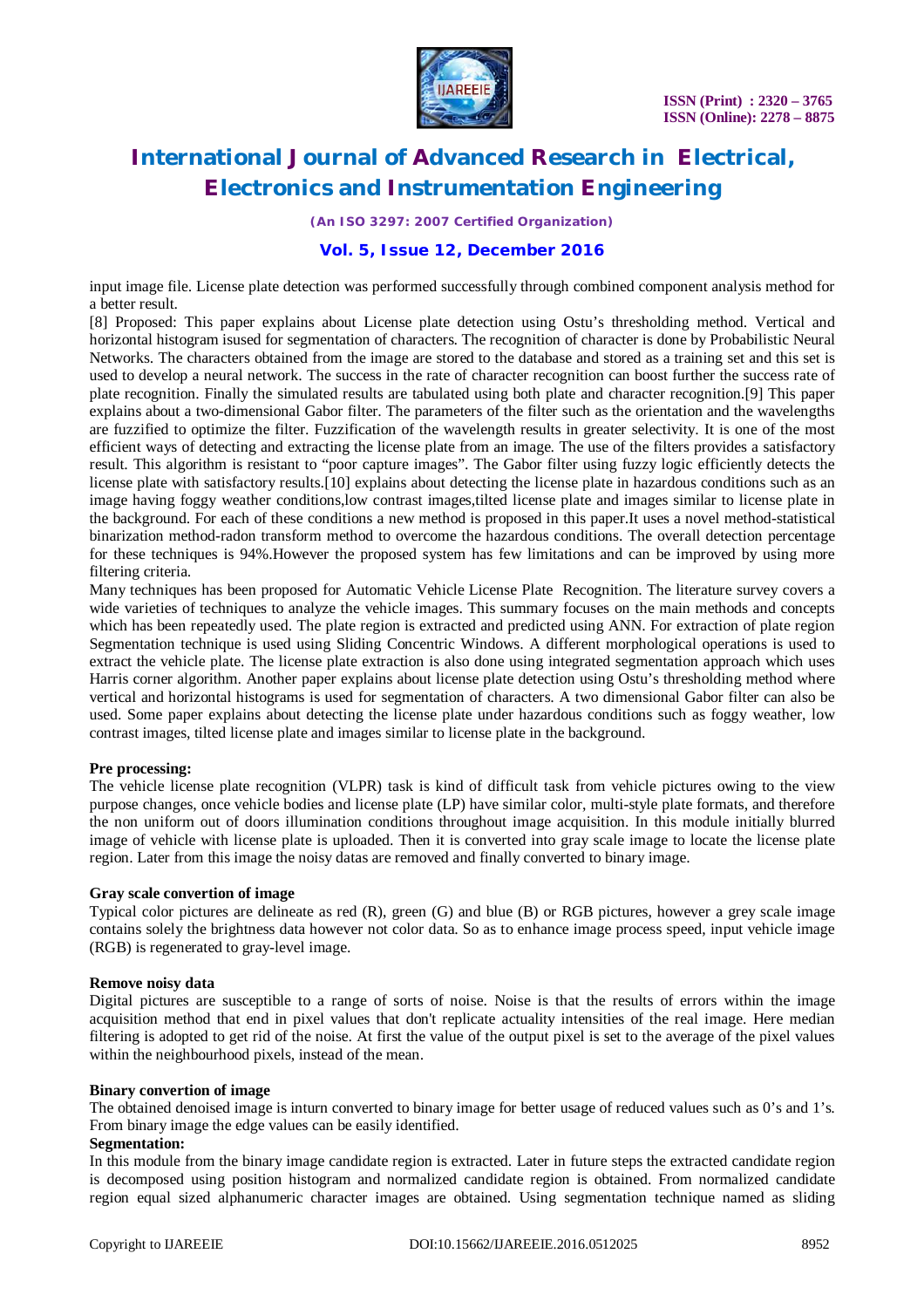input image file. License plate detection was performed successfully through combined component analysis method for a better result.

[8] Proposed: This paper explains about License plate detection using Ostu's thresholding method. Vertical and horizontal histogram isused for segmentation of characters. The recognition of character is done by Probabilistic Neural Networks. The characters obtained from the image are stored to the database and stored as a training set and this set is used to develop a neural network. The success in the rate of character recognition can boost further the success rate of plate recognition. Finally the simulated results are tabulated using both plate and character recognition.[9] This paper explains about a two-dimensional Gabor filter. The parameters of the filter such as the orientation and the wavelengths are fuzzified to optimize the filter. Fuzzification of the wavelength results in greater selectivity. It is one of the most efficient ways of detecting and extracting the license plate from an image. The use of the filters provides a satisfactory result. This algorithm is resistant to "poor capture images". The Gabor filter using fuzzy logic efficiently detects the license plate with satisfactory results.[10] explains about detecting the license plate in hazardous conditions such as an image having foggy weather conditions,low contrast images,tilted license plate and images similar to license plate in the background. For each of these conditions a new method is proposed in this paper.It uses a novel method-statistical binarization method-radon transform method to overcome the hazardous conditions. The overall detection percentage for these techniques is 94%.However the proposed system has few limitations and can be improved by using more filtering criteria.

Many techniques has been proposed for Automatic Vehicle License Plate Recognition. The literature survey covers a wide varieties of techniques to analyze the vehicle images. This summary focuses on the main methods and concepts which has been repeatedly used. The plate region is extracted and predicted using ANN. For extraction of plate region Segmentation technique is used using Sliding Concentric Windows. A different morphological operations is used to extract the vehicle plate. The license plate extraction is also done using integrated segmentation approach which uses Harris corner algorithm. Another paper explains about license plate detection using Ostu's thresholding method where vertical and horizontal histograms is used for segmentation of characters. A two dimensional Gabor filter can also be used. Some paper explains about detecting the license plate under hazardous conditions such as foggy weather, low contrast images, tilted license plate and images similar to license plate in the background.

**Pre processing:**

The vehicle license plate recognition (VLPR) task is kind of difficult task from vehicle pictures owing to the view purpose changes, once vehicle bodies and license plate (LP) have similar color, multi-style plate formats, and therefore the non uniform out of doors illumination conditions throughout image acquisition. In this module initially blurred image of vehicle with license plate is uploaded. Then it is converted into gray scale image to locate the license plate region. Later from this image the noisy datas are removed and finally converted to binary image.

**Gray scale convertion of image**

Typical color pictures are delineate as red (R), green (G) and blue (B) or RGB pictures, however a grey scale image contains solely the brightness data however not color data. So as to enhance image process speed, input vehicle image (RGB) is regenerated to gray-level image.

**Remove noisy data**

Digital pictures are susceptible to a range of sorts of noise. Noise is that the results of errors within the image acquisition method that end in pixel values that don't replicate actuality intensities of the real image. Here median filtering is adopted to get rid of the noise. At first the value of the output pixel is set to the average of the pixel values within the neighbourhood pixels, instead of the mean.

**Binary convertion of image**

The obtained denoised image is inturn converted to binary image for better usage of reduced values such as 0's and 1's. From binary image the edge values can be easily identified.

**Segmentation:**

In this module from the binary image candidate region is extracted. Later in future steps the extracted candidate region is decomposed using position histogram and normalized candidate region is obtained. From normalized candidate region equal sized alphanumeric character images are obtained. Using segmentation technique named as sliding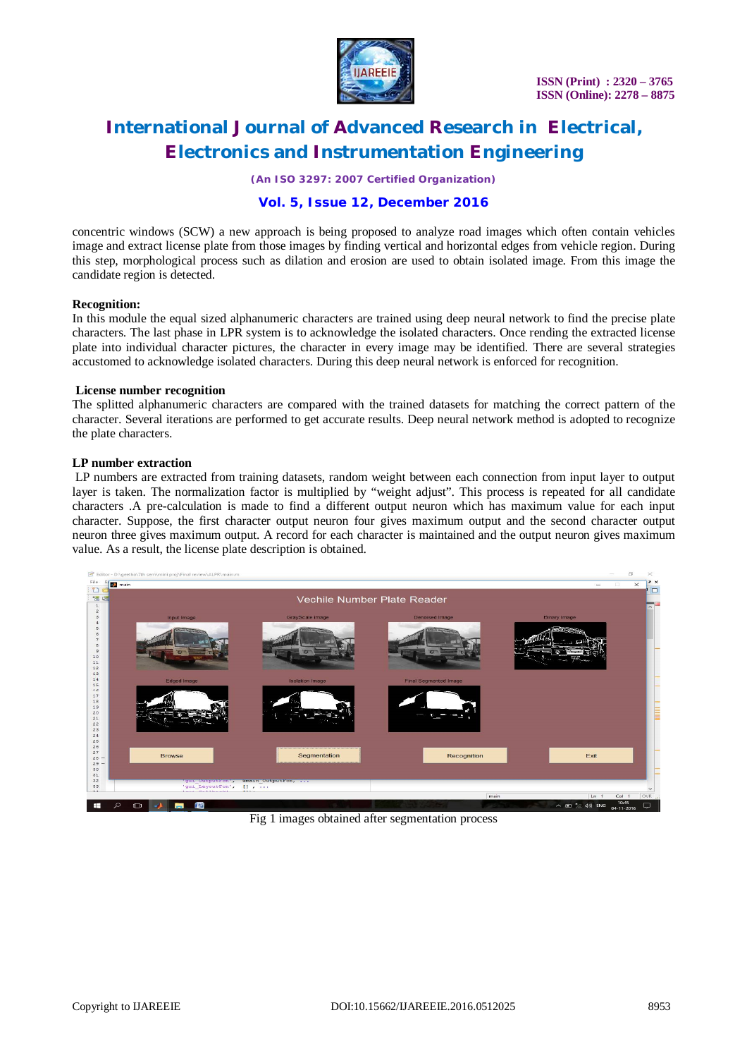concentric windows (SCW) a new approach is being proposed to analyze road images which often contain vehicles image and extract license plate from those images by finding vertical and horizontal edges from vehicle region. During this step, morphological process such as dilation and erosion are used to obtain isolated image. From this image the candidate region is detected.

**Recognition:**

In this module the equal sized alphanumeric characters are trained using deep neural network to find the precise plate characters. The last phase in LPR system is to acknowledge the isolated characters. Once rending the extracted license plate into individual character pictures, the character in every image may be identified. There are several strategies accustomed to acknowledge isolated characters. During this deep neural network is enforced for recognition.

**License number recognition**

The splitted alphanumeric characters are compared with the trained datasets for matching the correct pattern of the character. Several iterations are performed to get accurate results. Deep neural network method is adopted to recognize the plate characters.

**LP number extraction**

LP numbers are extracted from training datasets, random weight between each connection from input layer to output layer is taken. The normalization factor is multiplied by "weight adjust". This process is repeated for all candidate characters .A pre-calculation is made to find a different output neuron which has maximum value for each input character. Suppose, the first character output neuron four gives maximum output and the second character output neuron three gives maximum output. A record for each character is maintained and the output neuron gives maximum value. As a result, the license plate description is obtained.

Fig 1 images obtained after segmentation process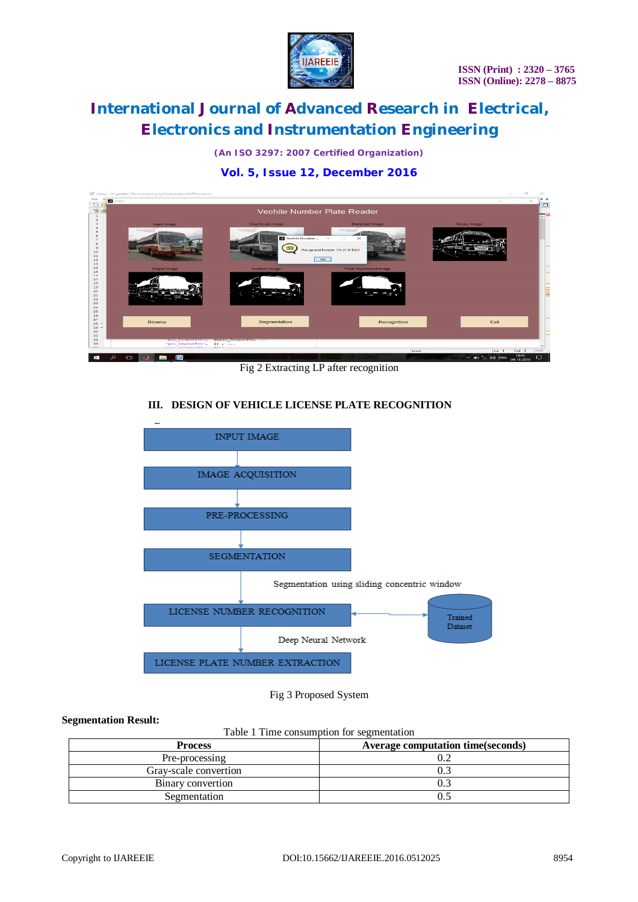Fig 2 Extracting LP after recognition

### III. DESIGN OF VEHICLE LICENSE PLATE RECOGNITION

INPUT IMAGE

IMAGE ACQUISITION

PRE-PROCESSING

SEGMENTATION

Segmentation using sliding concentric window

LICENSE NUMBER RECOGNITION

Trained Dataset

Deep Neural Network

LICENSE PLATE NUMBER EXTRACTION

Fig 3 Proposed System

**Segmentation Result:**

Table 1 Time consumption for segmentation

| Process | Average computation time(seconds) |
|---|---|
| Pre-processing | 0.2 |
| Gray-scale convertion | 0.3 |
| Binary convertion | 0.3 |
| Segmentation | 0.5 |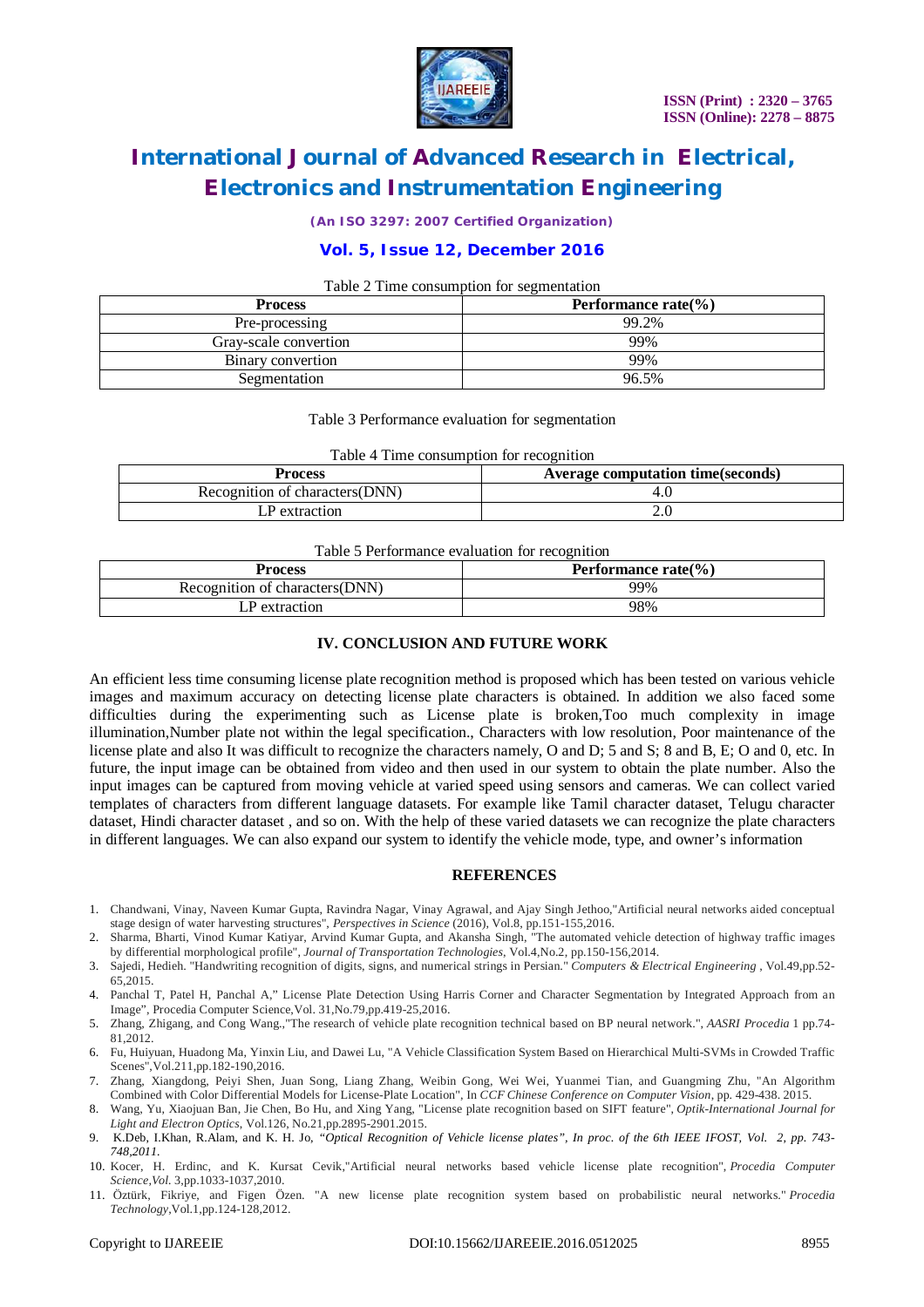Table 2 Time consumption for segmentation

| Process | Performance rate(%) |
|---|---|
| Pre-processing | 99.2% |
| Gray-scale convertion | 99% |
| Binary convertion | 99% |
| Segmentation | 96.5% |

Table 3 Performance evaluation for segmentation

Table 4 Time consumption for recognition

| Process | Average computation time(seconds) |
|---|---|
| Recognition of characters(DNN) | 4.0 |
| LP extraction | 2.0 |

Table 5 Performance evaluation for recognition

| Process | Performance rate(%) |
|---|---|
| Recognition of characters(DNN) | 99% |
| LP extraction | 98% |

## IV. CONCLUSION AND FUTURE WORK

An efficient less time consuming license plate recognition method is proposed which has been tested on various vehicle images and maximum accuracy on detecting license plate characters is obtained. In addition we also faced some difficulties during the experimenting such as License plate is broken,Too much complexity in image illumination,Number plate not within the legal specification., Characters with low resolution, Poor maintenance of the license plate and also It was difficult to recognize the characters namely, O and D; 5 and S; 8 and B, E; O and 0, etc. In future, the input image can be obtained from video and then used in our system to obtain the plate number. Also the input images can be captured from moving vehicle at varied speed using sensors and cameras. We can collect varied templates of characters from different language datasets. For example like Tamil character dataset, Telugu character dataset, Hindi character dataset , and so on. With the help of these varied datasets we can recognize the plate characters in different languages. We can also expand our system to identify the vehicle mode, type, and owner's information

## REFERENCES

1. Chandwani, Vinay, Naveen Kumar Gupta, Ravindra Nagar, Vinay Agrawal, and Ajay Singh Jethoo,"Artificial neural networks aided conceptual stage design of water harvesting structures", *Perspectives in Science* (2016), Vol.8, pp.151-155,2016.
2. Sharma, Bharti, Vinod Kumar Katiyar, Arvind Kumar Gupta, and Akansha Singh, "The automated vehicle detection of highway traffic images by differential morphological profile", *Journal of Transportation Technologies*, Vol.4,No.2, pp.150-156,2014.
3. Sajedi, Hedieh. "Handwriting recognition of digits, signs, and numerical strings in Persian." *Computers & Electrical Engineering* , Vol.49,pp.52-65,2015.
4. Panchal T, Patel H, Panchal A," License Plate Detection Using Harris Corner and Character Segmentation by Integrated Approach from an Image", Procedia Computer Science,Vol. 31,No.79,pp.419-25,2016.
5. Zhang, Zhigang, and Cong Wang.,"The research of vehicle plate recognition technical based on BP neural network.", *AASRI Procedia* 1 pp.74-81,2012.
6. Fu, Huiyuan, Huadong Ma, Yinxin Liu, and Dawei Lu, "A Vehicle Classification System Based on Hierarchical Multi-SVMs in Crowded Traffic Scenes",Vol.211,pp.182-190,2016.
7. Zhang, Xiangdong, Peiyi Shen, Juan Song, Liang Zhang, Weibin Gong, Wei Wei, Yuanmei Tian, and Guangming Zhu, "An Algorithm Combined with Color Differential Models for License-Plate Location", In *CCF Chinese Conference on Computer Vision*, pp. 429-438. 2015.
8. Wang, Yu, Xiaojuan Ban, Jie Chen, Bo Hu, and Xing Yang, "License plate recognition based on SIFT feature", *Optik-International Journal for Light and Electron Optics*, Vol.126, No.21,pp.2895-2901.2015.
9. K.Deb, I.Khan, R.Alam, and K. H. Jo, *"Optical Recognition of Vehicle license plates", In proc. of the 6th IEEE IFOST, Vol. 2, pp. 743-748,2011.*
10. Kocer, H. Erdinc, and K. Kursat Cevik,"Artificial neural networks based vehicle license plate recognition", *Procedia Computer Science,Vol.* 3,pp.1033-1037,2010.
11. Öztürk, Fikriye, and Figen Özen. "A new license plate recognition system based on probabilistic neural networks." *Procedia Technology*,Vol.1,pp.124-128,2012.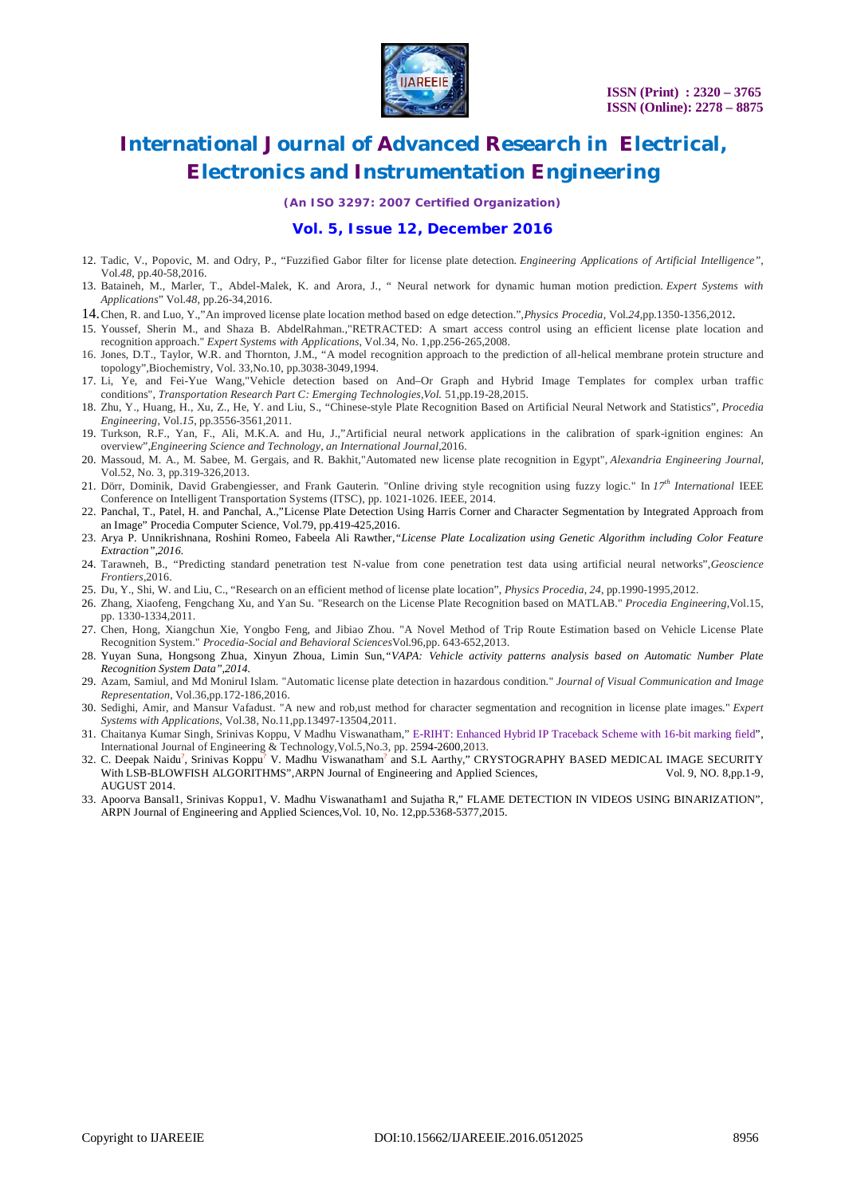12. Tadic, V., Popovic, M. and Odry, P., "Fuzzified Gabor filter for license plate detection. *Engineering Applications of Artificial Intelligence"*, Vol.*48*, pp.40-58,2016.
13. Bataineh, M., Marler, T., Abdel-Malek, K. and Arora, J., " Neural network for dynamic human motion prediction. *Expert Systems with Applications*" Vol.*48*, pp.26-34,2016.
14. Chen, R. and Luo, Y.,"An improved license plate location method based on edge detection.",*Physics Procedia*, Vol.*24*,pp.1350-1356,2012.
15. Youssef, Sherin M., and Shaza B. AbdelRahman.,"RETRACTED: A smart access control using an efficient license plate location and recognition approach." *Expert Systems with Applications*, Vol.34, No. 1,pp.256-265,2008.
16. Jones, D.T., Taylor, W.R. and Thornton, J.M., "A model recognition approach to the prediction of all-helical membrane protein structure and topology",Biochemistry, Vol. 33,No.10, pp.3038-3049,1994.
17. Li, Ye, and Fei-Yue Wang,"Vehicle detection based on And–Or Graph and Hybrid Image Templates for complex urban traffic conditions", *Transportation Research Part C: Emerging Technologies,Vol.* 51,pp.19-28,2015.
18. Zhu, Y., Huang, H., Xu, Z., He, Y. and Liu, S., "Chinese-style Plate Recognition Based on Artificial Neural Network and Statistics", *Procedia Engineering*, Vol.*15*, pp.3556-3561,2011.
19. Turkson, R.F., Yan, F., Ali, M.K.A. and Hu, J.,"Artificial neural network applications in the calibration of spark-ignition engines: An overview",*Engineering Science and Technology, an International Journal*,2016.
20. Massoud, M. A., M. Sabee, M. Gergais, and R. Bakhit,"Automated new license plate recognition in Egypt", *Alexandria Engineering Journal*, Vol.52, No. 3, pp.319-326,2013.
21. Dörr, Dominik, David Grabengiesser, and Frank Gauterin. "Online driving style recognition using fuzzy logic." In *17th International* IEEE Conference on Intelligent Transportation Systems (ITSC), pp. 1021-1026. IEEE, 2014.
22. Panchal, T., Patel, H. and Panchal, A.,"License Plate Detection Using Harris Corner and Character Segmentation by Integrated Approach from an Image" Procedia Computer Science, Vol.79, pp.419-425,2016.
23. Arya P. Unnikrishnana, Roshini Romeo, Fabeela Ali Rawther,*"License Plate Localization using Genetic Algorithm including Color Feature Extraction",2016.*
24. Tarawneh, B., "Predicting standard penetration test N-value from cone penetration test data using artificial neural networks",*Geoscience Frontiers*,2016.
25. Du, Y., Shi, W. and Liu, C., "Research on an efficient method of license plate location", *Physics Procedia, 24*, pp.1990-1995,2012.
26. Zhang, Xiaofeng, Fengchang Xu, and Yan Su. "Research on the License Plate Recognition based on MATLAB." *Procedia Engineering*,Vol.15, pp. 1330-1334,2011.
27. Chen, Hong, Xiangchun Xie, Yongbo Feng, and Jibiao Zhou. "A Novel Method of Trip Route Estimation based on Vehicle License Plate Recognition System." *Procedia-Social and Behavioral Sciences*Vol.96,pp. 643-652,2013.
28. Yuyan Suna, Hongsong Zhua, Xinyun Zhoua, Limin Sun,*"VAPA: Vehicle activity patterns analysis based on Automatic Number Plate Recognition System Data",2014.*
29. Azam, Samiul, and Md Monirul Islam. "Automatic license plate detection in hazardous condition." *Journal of Visual Communication and Image Representation*, Vol.36,pp.172-186,2016.
30. Sedighi, Amir, and Mansur Vafadust. "A new and rob,ust method for character segmentation and recognition in license plate images." *Expert Systems with Applications*, Vol.38, No.11,pp.13497-13504,2011.
31. Chaitanya Kumar Singh, Srinivas Koppu, V Madhu Viswanatham," E-RIHT: Enhanced Hybrid IP Traceback Scheme with 16-bit marking field", International Journal of Engineering & Technology,Vol.5,No.3, pp. 2594-2600,2013.
32. C. Deepak Naidu[?], Srinivas Koppu[?] V. Madhu Viswanatham[?] and S.L Aarthy," CRYSTOGRAPHY BASED MEDICAL IMAGE SECURITY With LSB-BLOWFISH ALGORITHMS",ARPN Journal of Engineering and Applied Sciences, Vol. 9, NO. 8,pp.1-9, AUGUST 2014.
33. Apoorva Bansal1, Srinivas Koppu1, V. Madhu Viswanatham1 and Sujatha R," FLAME DETECTION IN VIDEOS USING BINARIZATION", ARPN Journal of Engineering and Applied Sciences,Vol. 10, No. 12,pp.5368-5377,2015.